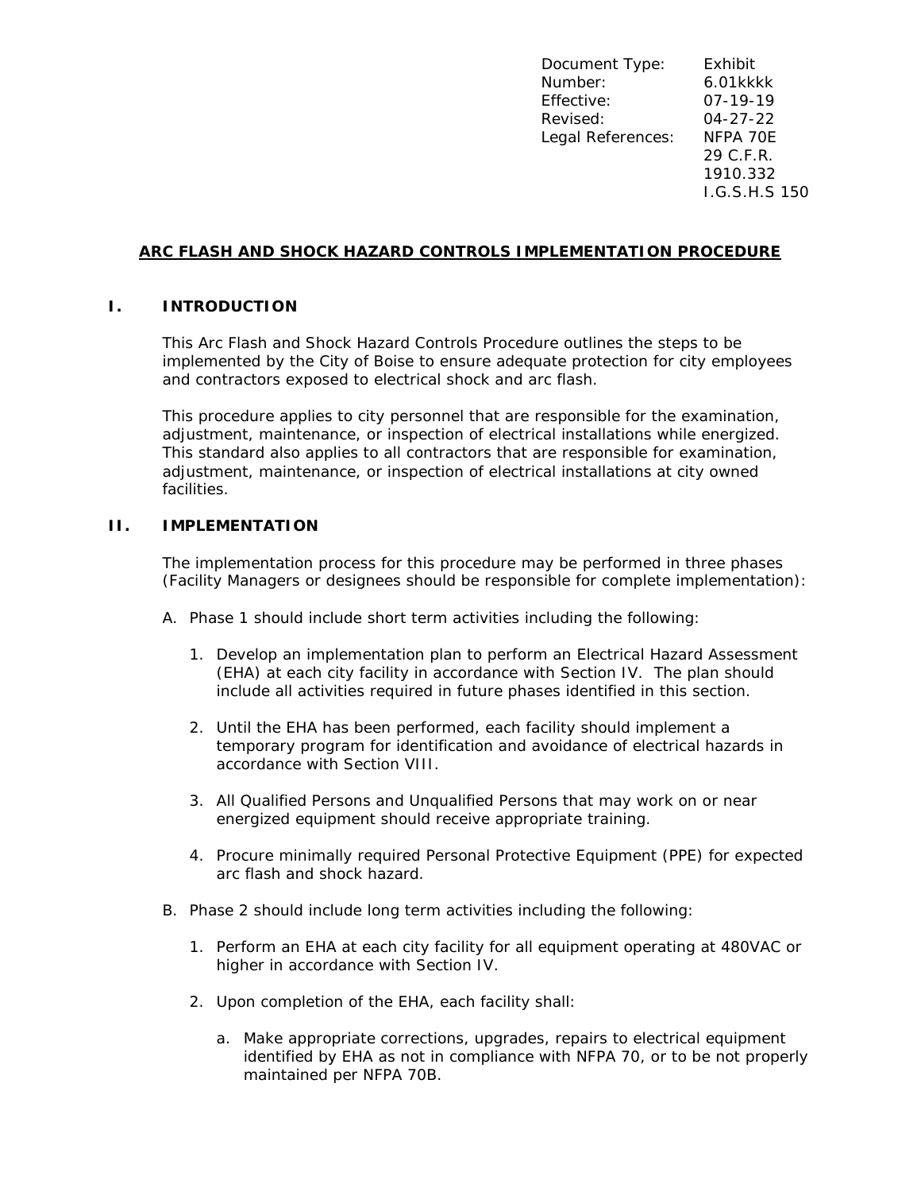| | |
|---|---|
| Document Type: | Exhibit |
| Number: | 6.01kkkk |
| Effective: | 07-19-19 |
| Revised: | 04-27-22 |
| Legal References: | NFPA 70E<br>29 C.F.R.<br>1910.332<br>I.G.S.H.S 150 |

# ARC FLASH AND SHOCK HAZARD CONTROLS IMPLEMENTATION PROCEDURE

## I. INTRODUCTION

This Arc Flash and Shock Hazard Controls Procedure outlines the steps to be implemented by the City of Boise to ensure adequate protection for city employees and contractors exposed to electrical shock and arc flash.

This procedure applies to city personnel that are responsible for the examination, adjustment, maintenance, or inspection of electrical installations while energized. This standard also applies to all contractors that are responsible for examination, adjustment, maintenance, or inspection of electrical installations at city owned facilities.

## II. IMPLEMENTATION

The implementation process for this procedure may be performed in three phases (Facility Managers or designees should be responsible for complete implementation):

A. Phase 1 should include short term activities including the following:

1. Develop an implementation plan to perform an Electrical Hazard Assessment (EHA) at each city facility in accordance with Section IV. The plan should include all activities required in future phases identified in this section.

2. Until the EHA has been performed, each facility should implement a temporary program for identification and avoidance of electrical hazards in accordance with Section VIII.

3. All Qualified Persons and Unqualified Persons that may work on or near energized equipment should receive appropriate training.

4. Procure minimally required Personal Protective Equipment (PPE) for expected arc flash and shock hazard.

B. Phase 2 should include long term activities including the following:

1. Perform an EHA at each city facility for all equipment operating at 480VAC or higher in accordance with Section IV.

2. Upon completion of the EHA, each facility shall:

   a. Make appropriate corrections, upgrades, repairs to electrical equipment identified by EHA as not in compliance with NFPA 70, or to be not properly maintained per NFPA 70B.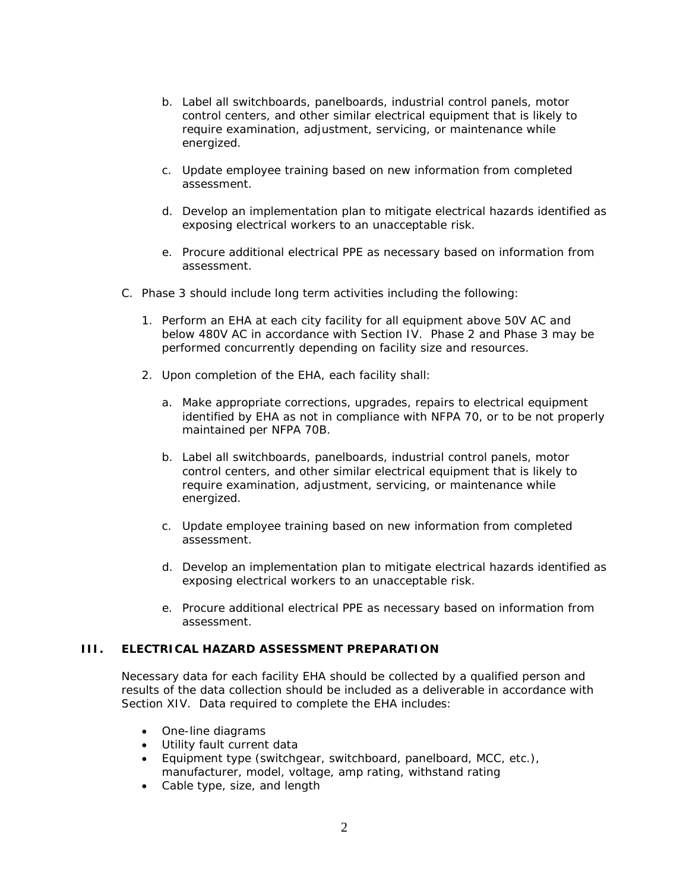b. Label all switchboards, panelboards, industrial control panels, motor control centers, and other similar electrical equipment that is likely to require examination, adjustment, servicing, or maintenance while energized.

c. Update employee training based on new information from completed assessment.

d. Develop an implementation plan to mitigate electrical hazards identified as exposing electrical workers to an unacceptable risk.

e. Procure additional electrical PPE as necessary based on information from assessment.

C. Phase 3 should include long term activities including the following:

1. Perform an EHA at each city facility for all equipment above 50V AC and below 480V AC in accordance with Section IV. Phase 2 and Phase 3 may be performed concurrently depending on facility size and resources.

2. Upon completion of the EHA, each facility shall:

   a. Make appropriate corrections, upgrades, repairs to electrical equipment identified by EHA as not in compliance with NFPA 70, or to be not properly maintained per NFPA 70B.

   b. Label all switchboards, panelboards, industrial control panels, motor control centers, and other similar electrical equipment that is likely to require examination, adjustment, servicing, or maintenance while energized.

   c. Update employee training based on new information from completed assessment.

   d. Develop an implementation plan to mitigate electrical hazards identified as exposing electrical workers to an unacceptable risk.

   e. Procure additional electrical PPE as necessary based on information from assessment.

## III. ELECTRICAL HAZARD ASSESSMENT PREPARATION

Necessary data for each facility EHA should be collected by a qualified person and results of the data collection should be included as a deliverable in accordance with Section XIV. Data required to complete the EHA includes:

- One-line diagrams
- Utility fault current data
- Equipment type (switchgear, switchboard, panelboard, MCC, etc.), manufacturer, model, voltage, amp rating, withstand rating
- Cable type, size, and length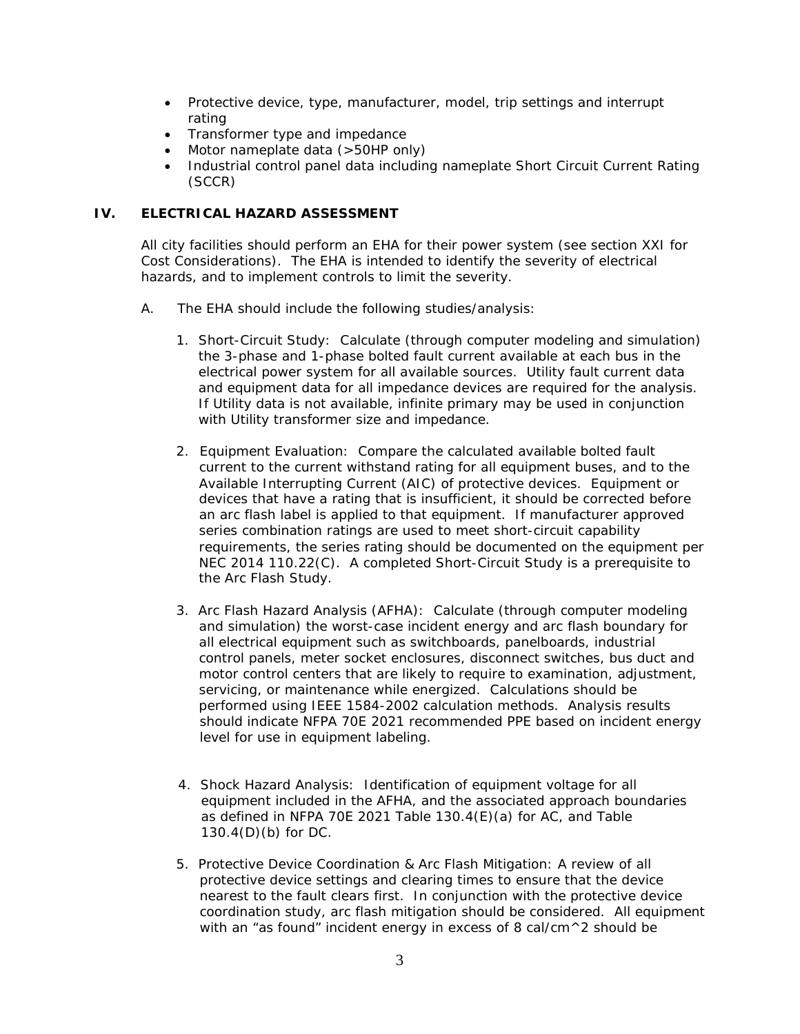- Protective device, type, manufacturer, model, trip settings and interrupt rating
- Transformer type and impedance
- Motor nameplate data (>50HP only)
- Industrial control panel data including nameplate Short Circuit Current Rating (SCCR)

## IV. ELECTRICAL HAZARD ASSESSMENT

All city facilities should perform an EHA for their power system (see section XXI for Cost Considerations). The EHA is intended to identify the severity of electrical hazards, and to implement controls to limit the severity.

A. The EHA should include the following studies/analysis:

1. Short-Circuit Study: Calculate (through computer modeling and simulation) the 3-phase and 1-phase bolted fault current available at each bus in the electrical power system for all available sources. Utility fault current data and equipment data for all impedance devices are required for the analysis. If Utility data is not available, infinite primary may be used in conjunction with Utility transformer size and impedance.

2. Equipment Evaluation: Compare the calculated available bolted fault current to the current withstand rating for all equipment buses, and to the Available Interrupting Current (AIC) of protective devices. Equipment or devices that have a rating that is insufficient, it should be corrected before an arc flash label is applied to that equipment. If manufacturer approved series combination ratings are used to meet short-circuit capability requirements, the series rating should be documented on the equipment per NEC 2014 110.22(C). A completed Short-Circuit Study is a prerequisite to the Arc Flash Study.

3. Arc Flash Hazard Analysis (AFHA): Calculate (through computer modeling and simulation) the worst-case incident energy and arc flash boundary for all electrical equipment such as switchboards, panelboards, industrial control panels, meter socket enclosures, disconnect switches, bus duct and motor control centers that are likely to require to examination, adjustment, servicing, or maintenance while energized. Calculations should be performed using IEEE 1584-2002 calculation methods. Analysis results should indicate NFPA 70E 2021 recommended PPE based on incident energy level for use in equipment labeling.

4. Shock Hazard Analysis: Identification of equipment voltage for all equipment included in the AFHA, and the associated approach boundaries as defined in NFPA 70E 2021 Table 130.4(E)(a) for AC, and Table 130.4(D)(b) for DC.

5. Protective Device Coordination & Arc Flash Mitigation: A review of all protective device settings and clearing times to ensure that the device nearest to the fault clears first. In conjunction with the protective device coordination study, arc flash mitigation should be considered. All equipment with an "as found" incident energy in excess of 8 cal/cm^2 should be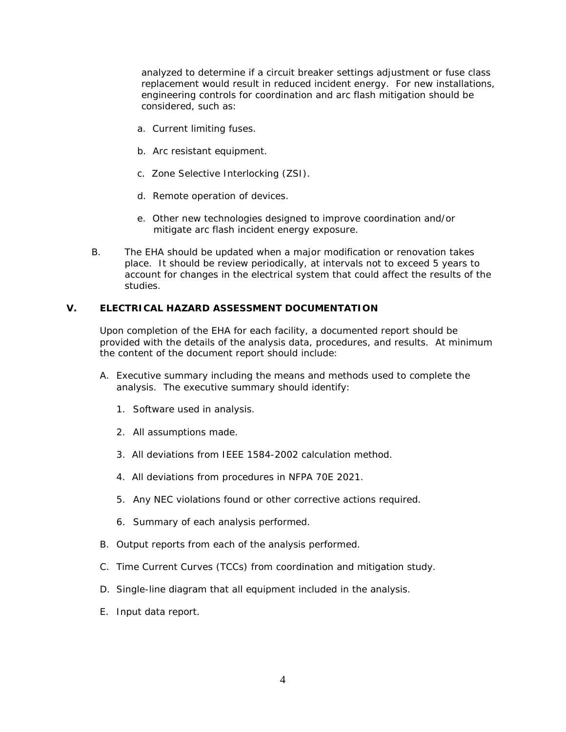analyzed to determine if a circuit breaker settings adjustment or fuse class replacement would result in reduced incident energy. For new installations, engineering controls for coordination and arc flash mitigation should be considered, such as:

a. Current limiting fuses.

b. Arc resistant equipment.

c. Zone Selective Interlocking (ZSI).

d. Remote operation of devices.

e. Other new technologies designed to improve coordination and/or mitigate arc flash incident energy exposure.

B. The EHA should be updated when a major modification or renovation takes place. It should be review periodically, at intervals not to exceed 5 years to account for changes in the electrical system that could affect the results of the studies.

## V. ELECTRICAL HAZARD ASSESSMENT DOCUMENTATION

Upon completion of the EHA for each facility, a documented report should be provided with the details of the analysis data, procedures, and results. At minimum the content of the document report should include:

A. Executive summary including the means and methods used to complete the analysis. The executive summary should identify:

1. Software used in analysis.

2. All assumptions made.

3. All deviations from IEEE 1584-2002 calculation method.

4. All deviations from procedures in NFPA 70E 2021.

5. Any NEC violations found or other corrective actions required.

6. Summary of each analysis performed.

B. Output reports from each of the analysis performed.

C. Time Current Curves (TCCs) from coordination and mitigation study.

D. Single-line diagram that all equipment included in the analysis.

E. Input data report.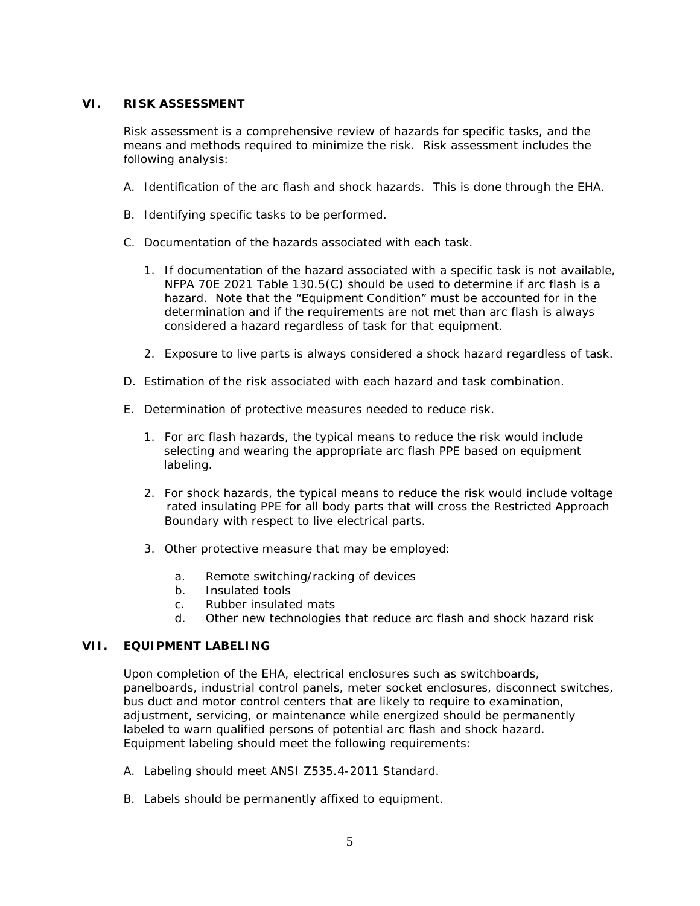## VI. RISK ASSESSMENT

Risk assessment is a comprehensive review of hazards for specific tasks, and the means and methods required to minimize the risk. Risk assessment includes the following analysis:

A. Identification of the arc flash and shock hazards. This is done through the EHA.

B. Identifying specific tasks to be performed.

C. Documentation of the hazards associated with each task.

   1. If documentation of the hazard associated with a specific task is not available, NFPA 70E 2021 Table 130.5(C) should be used to determine if arc flash is a hazard. Note that the "Equipment Condition" must be accounted for in the determination and if the requirements are not met than arc flash is always considered a hazard regardless of task for that equipment.

   2. Exposure to live parts is always considered a shock hazard regardless of task.

D. Estimation of the risk associated with each hazard and task combination.

E. Determination of protective measures needed to reduce risk.

   1. For arc flash hazards, the typical means to reduce the risk would include selecting and wearing the appropriate arc flash PPE based on equipment labeling.

   2. For shock hazards, the typical means to reduce the risk would include voltage rated insulating PPE for all body parts that will cross the Restricted Approach Boundary with respect to live electrical parts.

   3. Other protective measure that may be employed:

      a. Remote switching/racking of devices
      b. Insulated tools
      c. Rubber insulated mats
      d. Other new technologies that reduce arc flash and shock hazard risk

## VII. EQUIPMENT LABELING

Upon completion of the EHA, electrical enclosures such as switchboards, panelboards, industrial control panels, meter socket enclosures, disconnect switches, bus duct and motor control centers that are likely to require to examination, adjustment, servicing, or maintenance while energized should be permanently labeled to warn qualified persons of potential arc flash and shock hazard. Equipment labeling should meet the following requirements:

A. Labeling should meet ANSI Z535.4-2011 Standard.

B. Labels should be permanently affixed to equipment.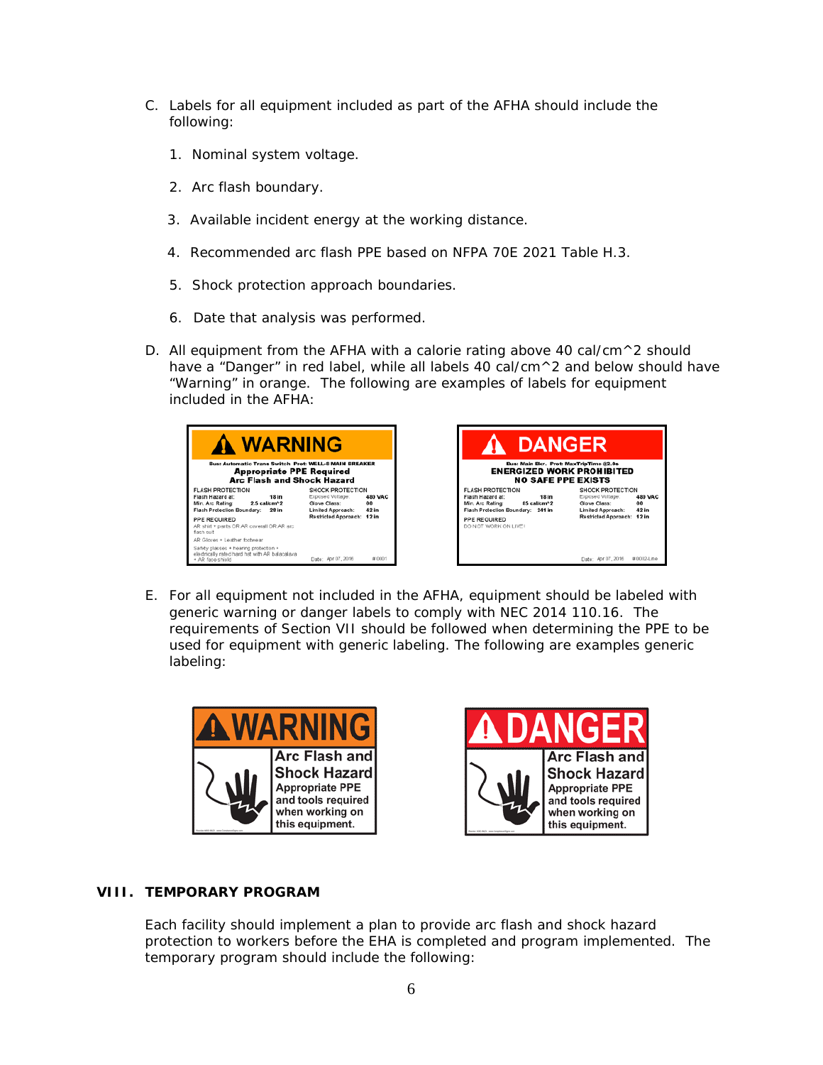C. Labels for all equipment included as part of the AFHA should include the following:

   1. Nominal system voltage.

   2. Arc flash boundary.

   3. Available incident energy at the working distance.

   4. Recommended arc flash PPE based on NFPA 70E 2021 Table H.3.

   5. Shock protection approach boundaries.

   6. Date that analysis was performed.

D. All equipment from the AFHA with a calorie rating above 40 cal/cm^2 should have a “Danger” in red label, while all labels 40 cal/cm^2 and below should have “Warning” in orange. The following are examples of labels for equipment included in the AFHA:

E. For all equipment not included in the AFHA, equipment should be labeled with generic warning or danger labels to comply with NEC 2014 110.16. The requirements of Section VII should be followed when determining the PPE to be used for equipment with generic labeling. The following are examples generic labeling:

## VIII. TEMPORARY PROGRAM

Each facility should implement a plan to provide arc flash and shock hazard protection to workers before the EHA is completed and program implemented. The temporary program should include the following: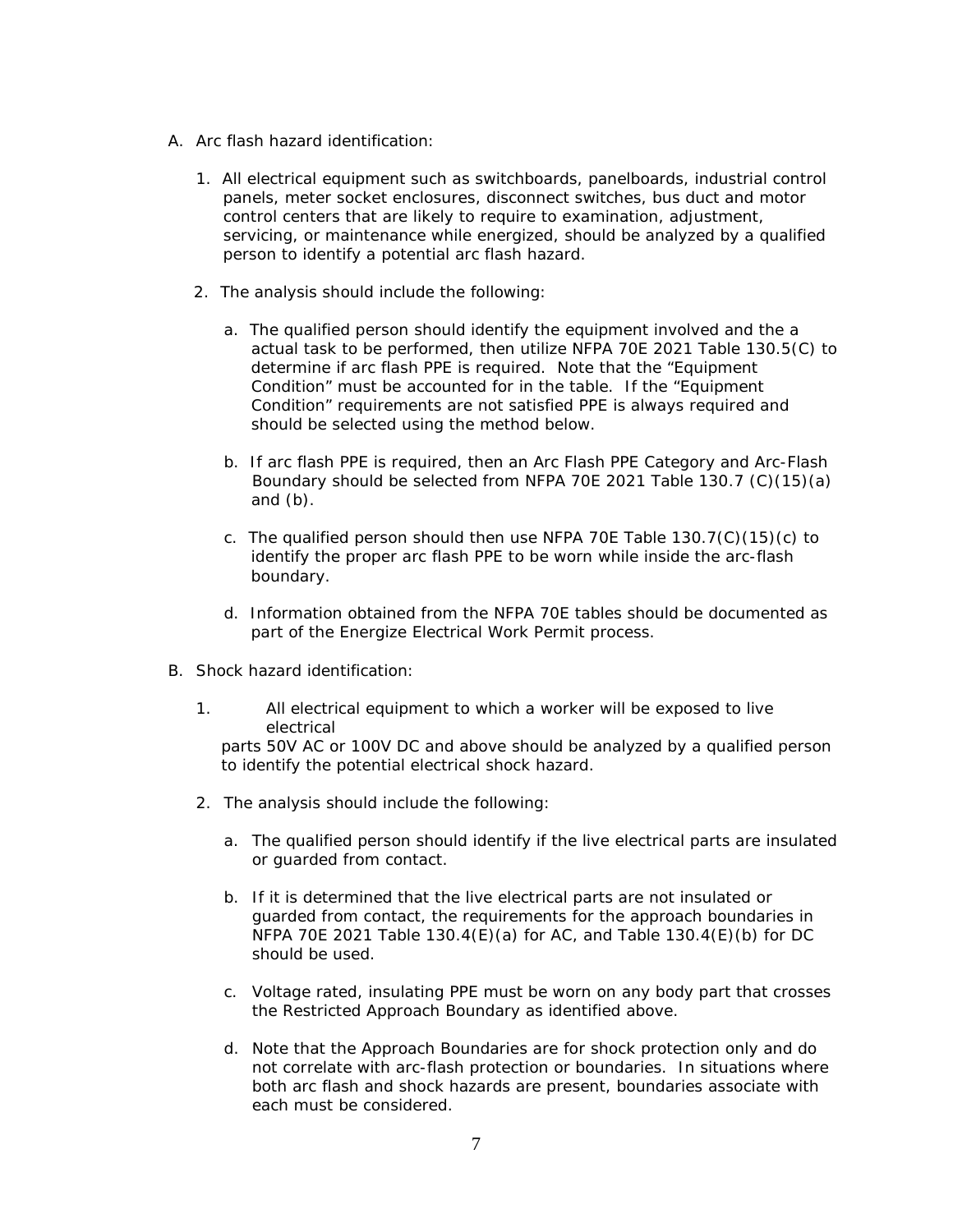A. Arc flash hazard identification:

   1. All electrical equipment such as switchboards, panelboards, industrial control panels, meter socket enclosures, disconnect switches, bus duct and motor control centers that are likely to require to examination, adjustment, servicing, or maintenance while energized, should be analyzed by a qualified person to identify a potential arc flash hazard.

   2. The analysis should include the following:

      a. The qualified person should identify the equipment involved and the a actual task to be performed, then utilize NFPA 70E 2021 Table 130.5(C) to determine if arc flash PPE is required. Note that the "Equipment Condition" must be accounted for in the table. If the "Equipment Condition" requirements are not satisfied PPE is always required and should be selected using the method below.

      b. If arc flash PPE is required, then an Arc Flash PPE Category and Arc-Flash Boundary should be selected from NFPA 70E 2021 Table 130.7 (C)(15)(a) and (b).

      c. The qualified person should then use NFPA 70E Table 130.7(C)(15)(c) to identify the proper arc flash PPE to be worn while inside the arc-flash boundary.

      d. Information obtained from the NFPA 70E tables should be documented as part of the Energize Electrical Work Permit process.

B. Shock hazard identification:

   1. All electrical equipment to which a worker will be exposed to live electrical parts 50V AC or 100V DC and above should be analyzed by a qualified person to identify the potential electrical shock hazard.

   2. The analysis should include the following:

      a. The qualified person should identify if the live electrical parts are insulated or guarded from contact.

      b. If it is determined that the live electrical parts are not insulated or guarded from contact, the requirements for the approach boundaries in NFPA 70E 2021 Table 130.4(E)(a) for AC, and Table 130.4(E)(b) for DC should be used.

      c. Voltage rated, insulating PPE must be worn on any body part that crosses the Restricted Approach Boundary as identified above.

      d. Note that the Approach Boundaries are for shock protection only and do not correlate with arc-flash protection or boundaries. In situations where both arc flash and shock hazards are present, boundaries associate with each must be considered.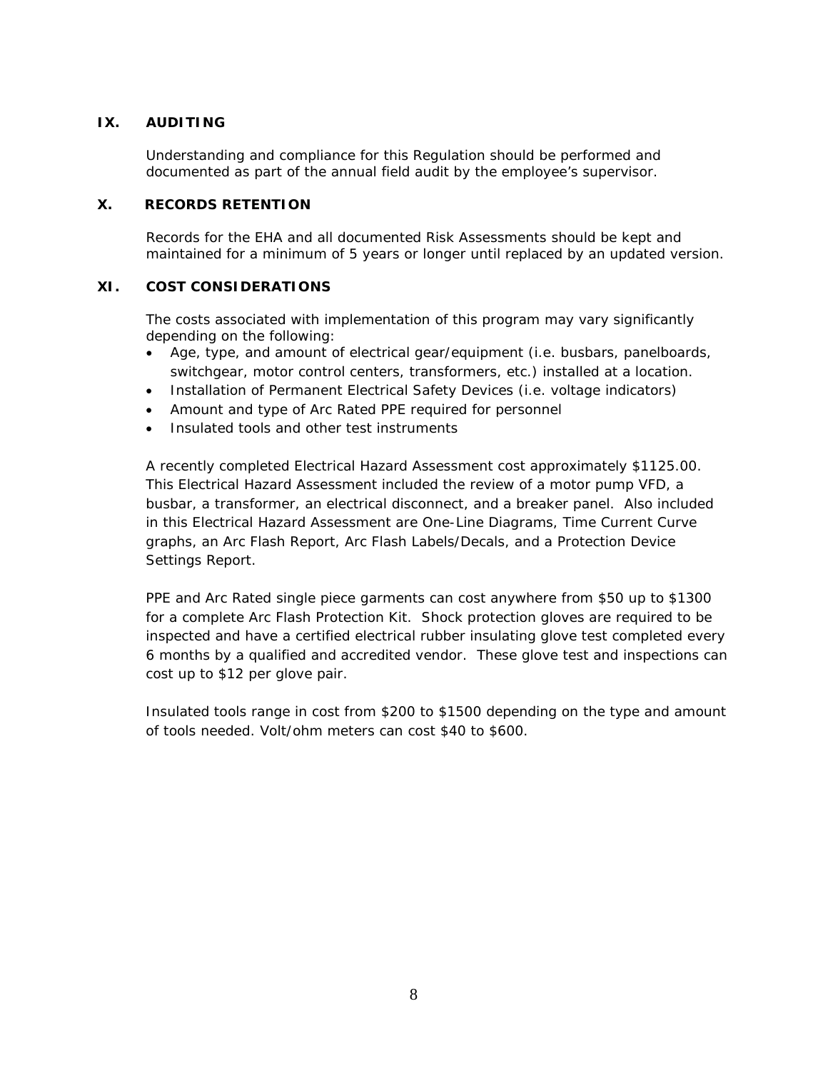## IX. AUDITING

Understanding and compliance for this Regulation should be performed and documented as part of the annual field audit by the employee's supervisor.

## X. RECORDS RETENTION

Records for the EHA and all documented Risk Assessments should be kept and maintained for a minimum of 5 years or longer until replaced by an updated version.

## XI. COST CONSIDERATIONS

The costs associated with implementation of this program may vary significantly depending on the following:

- Age, type, and amount of electrical gear/equipment (i.e. busbars, panelboards, switchgear, motor control centers, transformers, etc.) installed at a location.
- Installation of Permanent Electrical Safety Devices (i.e. voltage indicators)
- Amount and type of Arc Rated PPE required for personnel
- Insulated tools and other test instruments

A recently completed Electrical Hazard Assessment cost approximately $1125.00. This Electrical Hazard Assessment included the review of a motor pump VFD, a busbar, a transformer, an electrical disconnect, and a breaker panel. Also included in this Electrical Hazard Assessment are One-Line Diagrams, Time Current Curve graphs, an Arc Flash Report, Arc Flash Labels/Decals, and a Protection Device Settings Report.

PPE and Arc Rated single piece garments can cost anywhere from $50 up to $1300 for a complete Arc Flash Protection Kit. Shock protection gloves are required to be inspected and have a certified electrical rubber insulating glove test completed every 6 months by a qualified and accredited vendor. These glove test and inspections can cost up to $12 per glove pair.

Insulated tools range in cost from $200 to $1500 depending on the type and amount of tools needed. Volt/ohm meters can cost $40 to $600.